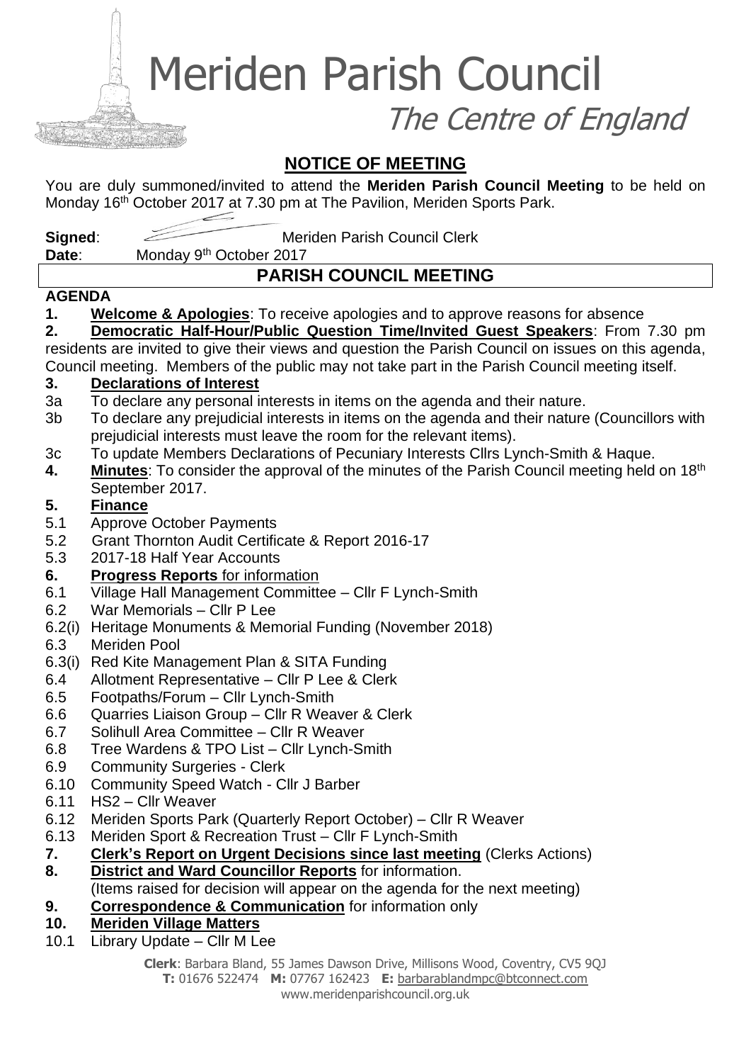# Meriden Parish Council

*The Centre of England*

## NOTICE OF MEETING

You are duly summoned/invited to attend the **Meriden Parish Council Meeting** to be held on Monday 16th October 2017 at 7.30 pm at The Pavilion, Meriden Sports Park.

**Signed**: Meriden Parish Council Clerk

**Date**: Monday 9th October 2017

## PARISH COUNCIL MEETING

**AGENDA**

**1. Welcome & Apologies**: To receive apologies and to approve reasons for absence

**2. Democratic Half-Hour/Public Question Time/Invited Guest Speakers**: From 7.30 pm residents are invited to give their views and question the Parish Council on issues on this agenda, Council meeting. Members of the public may not take part in the Parish Council meeting itself.

**3. Declarations of Interest**

3a To declare any personal interests in items on the agenda and their nature.

3b To declare any prejudicial interests in items on the agenda and their nature (Councillors with prejudicial interests must leave the room for the relevant items).

3c To update Members Declarations of Pecuniary Interests Cllrs Lynch-Smith & Haque.

**4. Minutes**: To consider the approval of the minutes of the Parish Council meeting held on 18th September 2017.

**5. Finance**

5.1 Approve October Payments

5.2 Grant Thornton Audit Certificate & Report 2016-17

5.3 2017-18 Half Year Accounts

**6. Progress Reports** for information

6.1 Village Hall Management Committee – Cllr F Lynch-Smith

6.2 War Memorials – Cllr P Lee

6.2(i) Heritage Monuments & Memorial Funding (November 2018)

6.3 Meriden Pool

6.3(i) Red Kite Management Plan & SITA Funding

6.4 Allotment Representative – Cllr P Lee & Clerk

6.5 Footpaths/Forum – Cllr Lynch-Smith

6.6 Quarries Liaison Group – Cllr R Weaver & Clerk

6.7 Solihull Area Committee – Cllr R Weaver

6.8 Tree Wardens & TPO List – Cllr Lynch-Smith

6.9 Community Surgeries - Clerk

6.10 Community Speed Watch - Cllr J Barber

6.11 HS2 – Cllr Weaver

6.12 Meriden Sports Park (Quarterly Report October) – Cllr R Weaver

6.13 Meriden Sport & Recreation Trust – Cllr F Lynch-Smith

**7. Clerk's Report on Urgent Decisions since last meeting** (Clerks Actions)

**8. District and Ward Councillor Reports** for information.
(Items raised for decision will appear on the agenda for the next meeting)

**9. Correspondence & Communication** for information only

**10. Meriden Village Matters**

10.1 Library Update – Cllr M Lee

**Clerk**: Barbara Bland, 55 James Dawson Drive, Millisons Wood, Coventry, CV5 9QJ
**T:** 01676 522474 **M:** 07767 162423 **E:** barbarablandmpc@btconnect.com
www.meridenparishcouncil.org.uk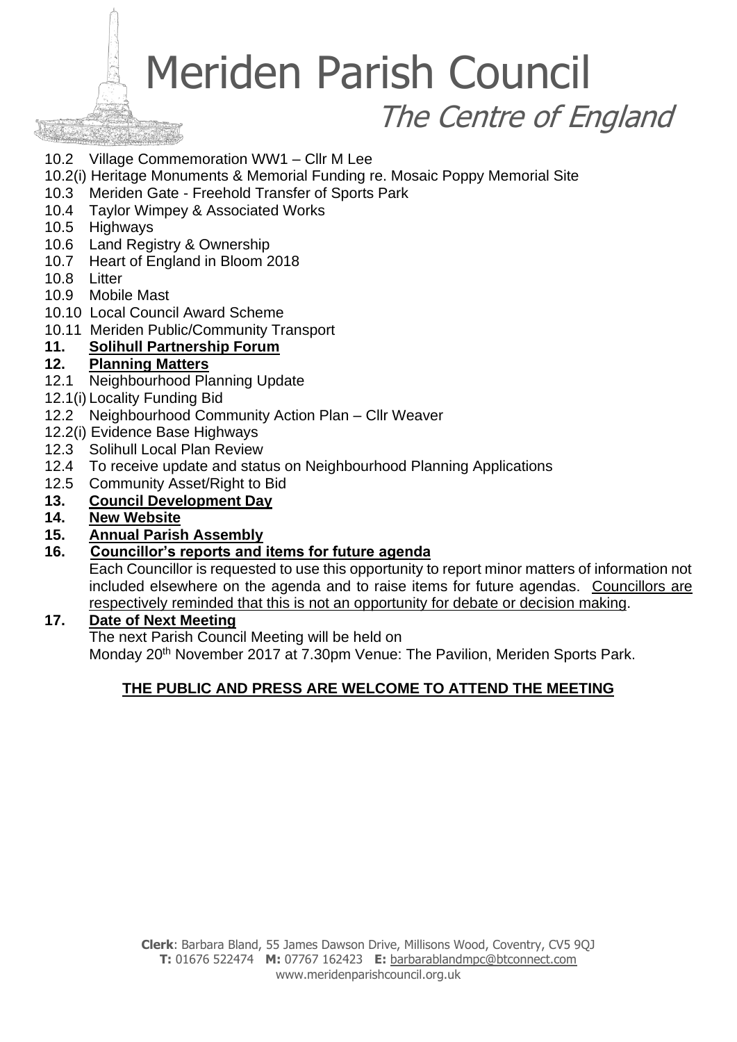# Meriden Parish Council

*The Centre of England*

10.2 Village Commemoration WW1 – Cllr M Lee
10.2(i) Heritage Monuments & Memorial Funding re. Mosaic Poppy Memorial Site
10.3 Meriden Gate - Freehold Transfer of Sports Park
10.4 Taylor Wimpey & Associated Works
10.5 Highways
10.6 Land Registry & Ownership
10.7 Heart of England in Bloom 2018
10.8 Litter
10.9 Mobile Mast
10.10 Local Council Award Scheme
10.11 Meriden Public/Community Transport

**11. Solihull Partnership Forum**

**12. Planning Matters**

12.1 Neighbourhood Planning Update
12.1(i) Locality Funding Bid
12.2 Neighbourhood Community Action Plan – Cllr Weaver
12.2(i) Evidence Base Highways
12.3 Solihull Local Plan Review
12.4 To receive update and status on Neighbourhood Planning Applications
12.5 Community Asset/Right to Bid

**13. Council Development Day**

**14. New Website**

**15. Annual Parish Assembly**

**16. Councillor's reports and items for future agenda**

Each Councillor is requested to use this opportunity to report minor matters of information not included elsewhere on the agenda and to raise items for future agendas. Councillors are respectively reminded that this is not an opportunity for debate or decision making.

**17. Date of Next Meeting**

The next Parish Council Meeting will be held on
Monday 20th November 2017 at 7.30pm Venue: The Pavilion, Meriden Sports Park.

**THE PUBLIC AND PRESS ARE WELCOME TO ATTEND THE MEETING**

**Clerk**: Barbara Bland, 55 James Dawson Drive, Millisons Wood, Coventry, CV5 9QJ
**T:** 01676 522474 **M:** 07767 162423 **E:** barbarablandmpc@btconnect.com
www.meridenparishcouncil.org.uk